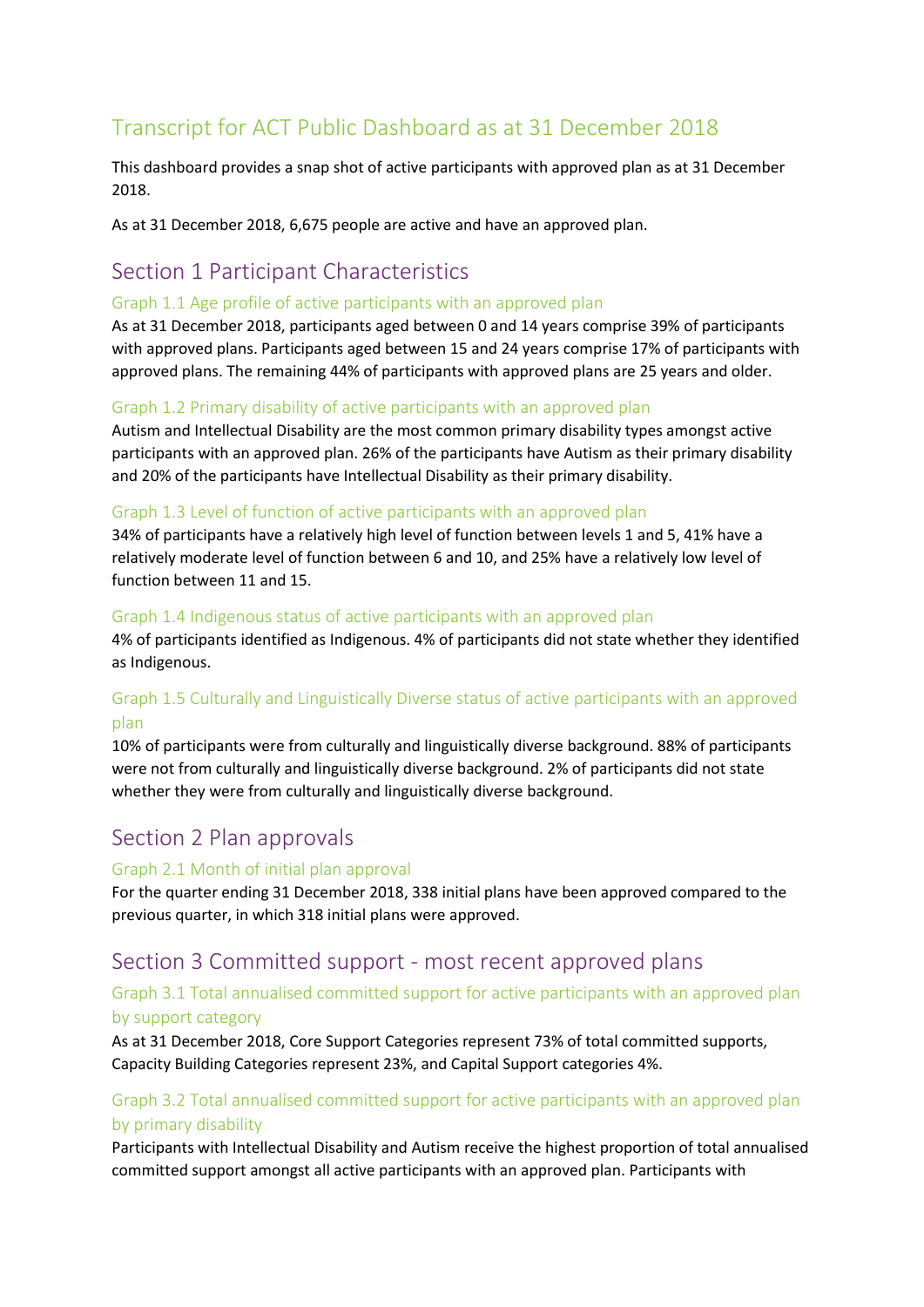# Transcript for ACT Public Dashboard as at 31 December 2018

This dashboard provides a snap shot of active participants with approved plan as at 31 December 2018.

As at 31 December 2018, 6,675 people are active and have an approved plan.

## Section 1 Participant Characteristics

### Graph 1.1 Age profile of active participants with an approved plan

As at 31 December 2018, participants aged between 0 and 14 years comprise 39% of participants with approved plans. Participants aged between 15 and 24 years comprise 17% of participants with approved plans. The remaining 44% of participants with approved plans are 25 years and older.

### Graph 1.2 Primary disability of active participants with an approved plan

Autism and Intellectual Disability are the most common primary disability types amongst active participants with an approved plan. 26% of the participants have Autism as their primary disability and 20% of the participants have Intellectual Disability as their primary disability.

### Graph 1.3 Level of function of active participants with an approved plan

34% of participants have a relatively high level of function between levels 1 and 5, 41% have a relatively moderate level of function between 6 and 10, and 25% have a relatively low level of function between 11 and 15.

### Graph 1.4 Indigenous status of active participants with an approved plan

4% of participants identified as Indigenous. 4% of participants did not state whether they identified as Indigenous.

### Graph 1.5 Culturally and Linguistically Diverse status of active participants with an approved plan

10% of participants were from culturally and linguistically diverse background. 88% of participants were not from culturally and linguistically diverse background. 2% of participants did not state whether they were from culturally and linguistically diverse background.

## Section 2 Plan approvals

### Graph 2.1 Month of initial plan approval

For the quarter ending 31 December 2018, 338 initial plans have been approved compared to the previous quarter, in which 318 initial plans were approved.

## Section 3 Committed support - most recent approved plans

### Graph 3.1 Total annualised committed support for active participants with an approved plan by support category

As at 31 December 2018, Core Support Categories represent 73% of total committed supports, Capacity Building Categories represent 23%, and Capital Support categories 4%.

### Graph 3.2 Total annualised committed support for active participants with an approved plan by primary disability

Participants with Intellectual Disability and Autism receive the highest proportion of total annualised committed support amongst all active participants with an approved plan. Participants with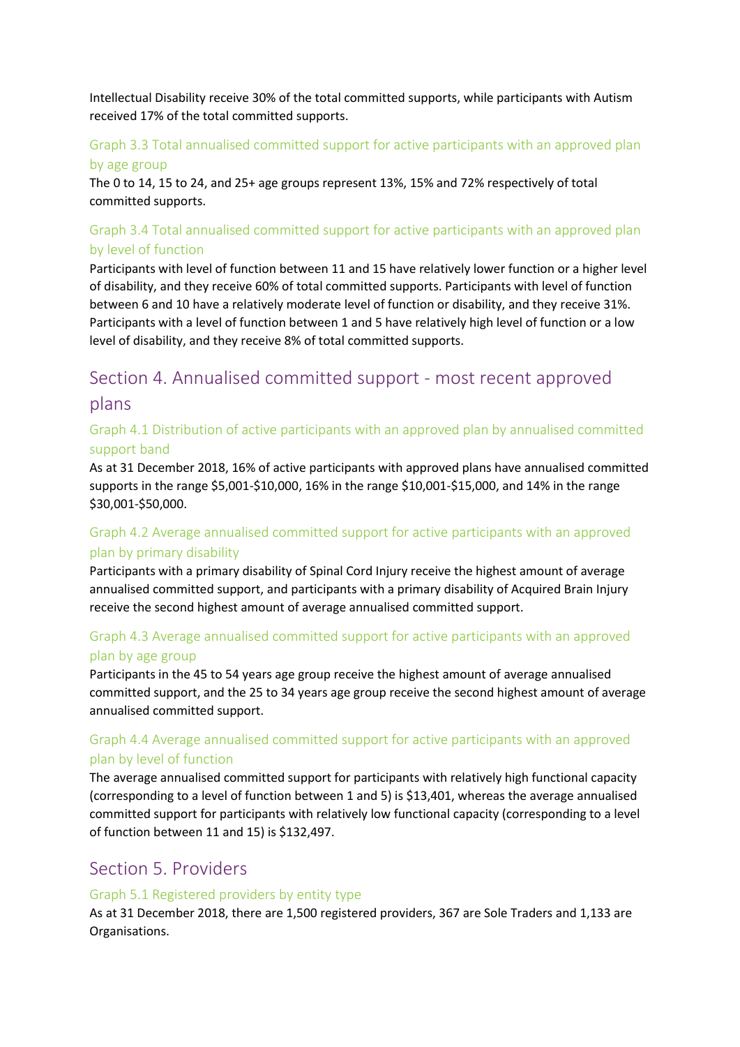Intellectual Disability receive 30% of the total committed supports, while participants with Autism received 17% of the total committed supports.

### Graph 3.3 Total annualised committed support for active participants with an approved plan by age group

The 0 to 14, 15 to 24, and 25+ age groups represent 13%, 15% and 72% respectively of total committed supports.

### Graph 3.4 Total annualised committed support for active participants with an approved plan by level of function

Participants with level of function between 11 and 15 have relatively lower function or a higher level of disability, and they receive 60% of total committed supports. Participants with level of function between 6 and 10 have a relatively moderate level of function or disability, and they receive 31%. Participants with a level of function between 1 and 5 have relatively high level of function or a low level of disability, and they receive 8% of total committed supports.

## Section 4. Annualised committed support - most recent approved plans

### Graph 4.1 Distribution of active participants with an approved plan by annualised committed support band

As at 31 December 2018, 16% of active participants with approved plans have annualised committed supports in the range $5,001-$10,000, 16% in the range $10,001-$15,000, and 14% in the range $30,001-$50,000.

### Graph 4.2 Average annualised committed support for active participants with an approved plan by primary disability

Participants with a primary disability of Spinal Cord Injury receive the highest amount of average annualised committed support, and participants with a primary disability of Acquired Brain Injury receive the second highest amount of average annualised committed support.

### Graph 4.3 Average annualised committed support for active participants with an approved plan by age group

Participants in the 45 to 54 years age group receive the highest amount of average annualised committed support, and the 25 to 34 years age group receive the second highest amount of average annualised committed support.

### Graph 4.4 Average annualised committed support for active participants with an approved plan by level of function

The average annualised committed support for participants with relatively high functional capacity (corresponding to a level of function between 1 and 5) is $13,401, whereas the average annualised committed support for participants with relatively low functional capacity (corresponding to a level of function between 11 and 15) is $132,497.

## Section 5. Providers

### Graph 5.1 Registered providers by entity type

As at 31 December 2018, there are 1,500 registered providers, 367 are Sole Traders and 1,133 are Organisations.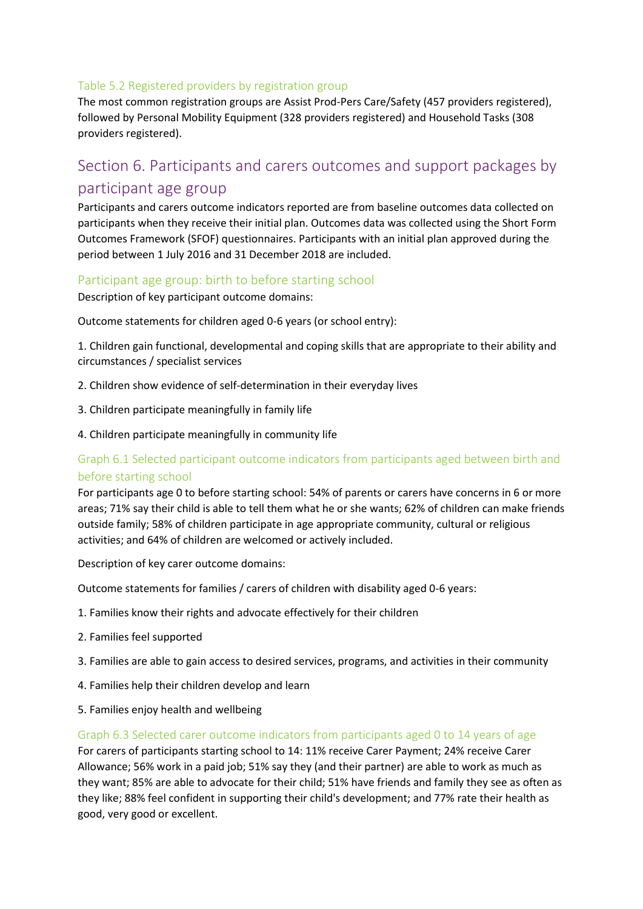### Table 5.2 Registered providers by registration group

The most common registration groups are Assist Prod-Pers Care/Safety (457 providers registered), followed by Personal Mobility Equipment (328 providers registered) and Household Tasks (308 providers registered).

## Section 6. Participants and carers outcomes and support packages by participant age group

Participants and carers outcome indicators reported are from baseline outcomes data collected on participants when they receive their initial plan. Outcomes data was collected using the Short Form Outcomes Framework (SFOF) questionnaires. Participants with an initial plan approved during the period between 1 July 2016 and 31 December 2018 are included.

### Participant age group: birth to before starting school

Description of key participant outcome domains:

Outcome statements for children aged 0-6 years (or school entry):

1. Children gain functional, developmental and coping skills that are appropriate to their ability and circumstances / specialist services
2. Children show evidence of self-determination in their everyday lives
3. Children participate meaningfully in family life
4. Children participate meaningfully in community life

### Graph 6.1 Selected participant outcome indicators from participants aged between birth and before starting school

For participants age 0 to before starting school: 54% of parents or carers have concerns in 6 or more areas; 71% say their child is able to tell them what he or she wants; 62% of children can make friends outside family; 58% of children participate in age appropriate community, cultural or religious activities; and 64% of children are welcomed or actively included.

Description of key carer outcome domains:

Outcome statements for families / carers of children with disability aged 0-6 years:

1. Families know their rights and advocate effectively for their children
2. Families feel supported
3. Families are able to gain access to desired services, programs, and activities in their community
4. Families help their children develop and learn
5. Families enjoy health and wellbeing

### Graph 6.3 Selected carer outcome indicators from participants aged 0 to 14 years of age

For carers of participants starting school to 14: 11% receive Carer Payment; 24% receive Carer Allowance; 56% work in a paid job; 51% say they (and their partner) are able to work as much as they want; 85% are able to advocate for their child; 51% have friends and family they see as often as they like; 88% feel confident in supporting their child's development; and 77% rate their health as good, very good or excellent.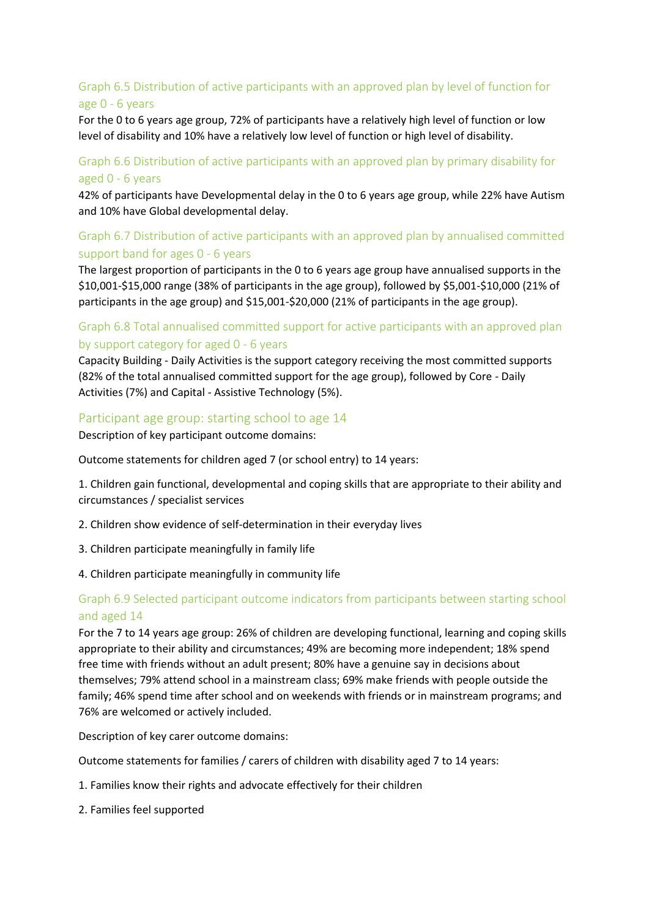### Graph 6.5 Distribution of active participants with an approved plan by level of function for age 0 - 6 years

For the 0 to 6 years age group, 72% of participants have a relatively high level of function or low level of disability and 10% have a relatively low level of function or high level of disability.

### Graph 6.6 Distribution of active participants with an approved plan by primary disability for aged 0 - 6 years

42% of participants have Developmental delay in the 0 to 6 years age group, while 22% have Autism and 10% have Global developmental delay.

### Graph 6.7 Distribution of active participants with an approved plan by annualised committed support band for ages 0 - 6 years

The largest proportion of participants in the 0 to 6 years age group have annualised supports in the $10,001-$15,000 range (38% of participants in the age group), followed by $5,001-$10,000 (21% of participants in the age group) and $15,001-$20,000 (21% of participants in the age group).

### Graph 6.8 Total annualised committed support for active participants with an approved plan by support category for aged 0 - 6 years

Capacity Building - Daily Activities is the support category receiving the most committed supports (82% of the total annualised committed support for the age group), followed by Core - Daily Activities (7%) and Capital - Assistive Technology (5%).

## Participant age group: starting school to age 14

Description of key participant outcome domains:

Outcome statements for children aged 7 (or school entry) to 14 years:

1. Children gain functional, developmental and coping skills that are appropriate to their ability and circumstances / specialist services
2. Children show evidence of self-determination in their everyday lives
3. Children participate meaningfully in family life
4. Children participate meaningfully in community life

### Graph 6.9 Selected participant outcome indicators from participants between starting school and aged 14

For the 7 to 14 years age group: 26% of children are developing functional, learning and coping skills appropriate to their ability and circumstances; 49% are becoming more independent; 18% spend free time with friends without an adult present; 80% have a genuine say in decisions about themselves; 79% attend school in a mainstream class; 69% make friends with people outside the family; 46% spend time after school and on weekends with friends or in mainstream programs; and 76% are welcomed or actively included.

Description of key carer outcome domains:

Outcome statements for families / carers of children with disability aged 7 to 14 years:

1. Families know their rights and advocate effectively for their children
2. Families feel supported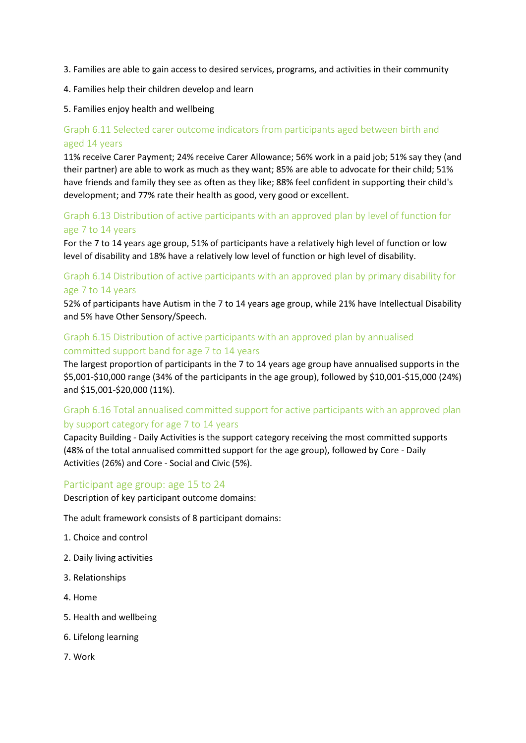3. Families are able to gain access to desired services, programs, and activities in their community

4. Families help their children develop and learn

5. Families enjoy health and wellbeing

### Graph 6.11 Selected carer outcome indicators from participants aged between birth and aged 14 years

11% receive Carer Payment; 24% receive Carer Allowance; 56% work in a paid job; 51% say they (and their partner) are able to work as much as they want; 85% are able to advocate for their child; 51% have friends and family they see as often as they like; 88% feel confident in supporting their child's development; and 77% rate their health as good, very good or excellent.

### Graph 6.13 Distribution of active participants with an approved plan by level of function for age 7 to 14 years

For the 7 to 14 years age group, 51% of participants have a relatively high level of function or low level of disability and 18% have a relatively low level of function or high level of disability.

### Graph 6.14 Distribution of active participants with an approved plan by primary disability for age 7 to 14 years

52% of participants have Autism in the 7 to 14 years age group, while 21% have Intellectual Disability and 5% have Other Sensory/Speech.

### Graph 6.15 Distribution of active participants with an approved plan by annualised committed support band for age 7 to 14 years

The largest proportion of participants in the 7 to 14 years age group have annualised supports in the $5,001-$10,000 range (34% of the participants in the age group), followed by $10,001-$15,000 (24%) and $15,001-$20,000 (11%).

### Graph 6.16 Total annualised committed support for active participants with an approved plan by support category for age 7 to 14 years

Capacity Building - Daily Activities is the support category receiving the most committed supports (48% of the total annualised committed support for the age group), followed by Core - Daily Activities (26%) and Core - Social and Civic (5%).

## Participant age group: age 15 to 24

Description of key participant outcome domains:

The adult framework consists of 8 participant domains:

1. Choice and control

2. Daily living activities

3. Relationships

4. Home

5. Health and wellbeing

6. Lifelong learning

7. Work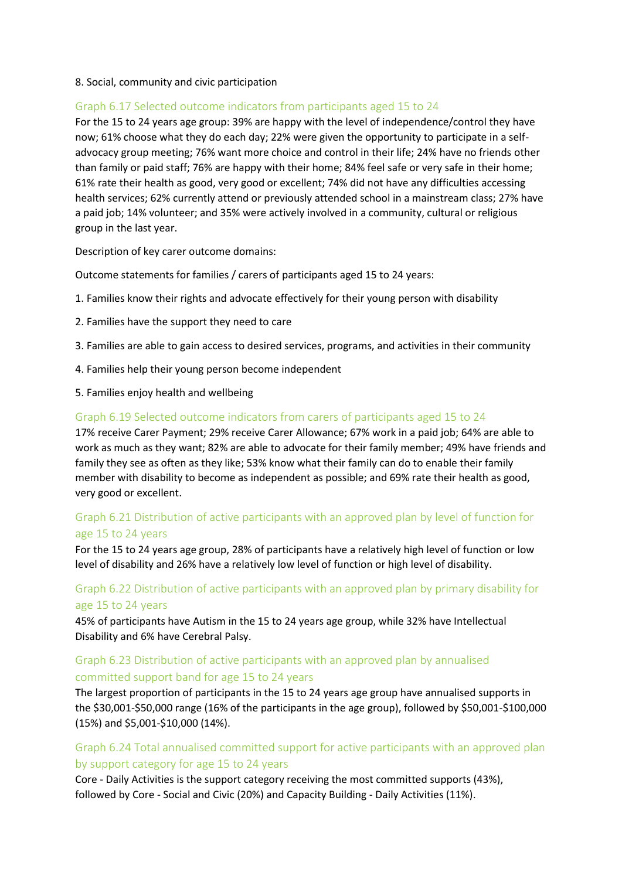8. Social, community and civic participation

### Graph 6.17 Selected outcome indicators from participants aged 15 to 24

For the 15 to 24 years age group: 39% are happy with the level of independence/control they have now; 61% choose what they do each day; 22% were given the opportunity to participate in a self-advocacy group meeting; 76% want more choice and control in their life; 24% have no friends other than family or paid staff; 76% are happy with their home; 84% feel safe or very safe in their home; 61% rate their health as good, very good or excellent; 74% did not have any difficulties accessing health services; 62% currently attend or previously attended school in a mainstream class; 27% have a paid job; 14% volunteer; and 35% were actively involved in a community, cultural or religious group in the last year.

Description of key carer outcome domains:

Outcome statements for families / carers of participants aged 15 to 24 years:

1. Families know their rights and advocate effectively for their young person with disability
2. Families have the support they need to care
3. Families are able to gain access to desired services, programs, and activities in their community
4. Families help their young person become independent
5. Families enjoy health and wellbeing

### Graph 6.19 Selected outcome indicators from carers of participants aged 15 to 24

17% receive Carer Payment; 29% receive Carer Allowance; 67% work in a paid job; 64% are able to work as much as they want; 82% are able to advocate for their family member; 49% have friends and family they see as often as they like; 53% know what their family can do to enable their family member with disability to become as independent as possible; and 69% rate their health as good, very good or excellent.

### Graph 6.21 Distribution of active participants with an approved plan by level of function for age 15 to 24 years

For the 15 to 24 years age group, 28% of participants have a relatively high level of function or low level of disability and 26% have a relatively low level of function or high level of disability.

### Graph 6.22 Distribution of active participants with an approved plan by primary disability for age 15 to 24 years

45% of participants have Autism in the 15 to 24 years age group, while 32% have Intellectual Disability and 6% have Cerebral Palsy.

### Graph 6.23 Distribution of active participants with an approved plan by annualised committed support band for age 15 to 24 years

The largest proportion of participants in the 15 to 24 years age group have annualised supports in the $30,001-$50,000 range (16% of the participants in the age group), followed by $50,001-$100,000 (15%) and $5,001-$10,000 (14%).

### Graph 6.24 Total annualised committed support for active participants with an approved plan by support category for age 15 to 24 years

Core - Daily Activities is the support category receiving the most committed supports (43%), followed by Core - Social and Civic (20%) and Capacity Building - Daily Activities (11%).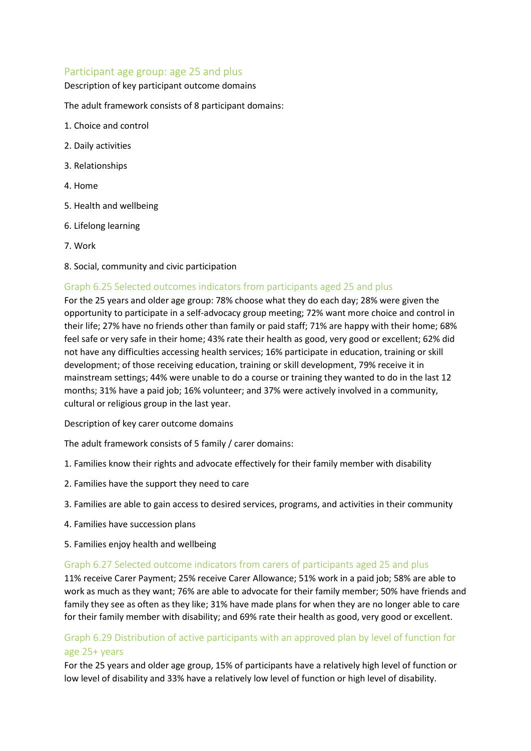## Participant age group: age 25 and plus

Description of key participant outcome domains

The adult framework consists of 8 participant domains:

1. Choice and control
2. Daily activities
3. Relationships
4. Home
5. Health and wellbeing
6. Lifelong learning
7. Work
8. Social, community and civic participation

### Graph 6.25 Selected outcomes indicators from participants aged 25 and plus

For the 25 years and older age group: 78% choose what they do each day; 28% were given the opportunity to participate in a self-advocacy group meeting; 72% want more choice and control in their life; 27% have no friends other than family or paid staff; 71% are happy with their home; 68% feel safe or very safe in their home; 43% rate their health as good, very good or excellent; 62% did not have any difficulties accessing health services; 16% participate in education, training or skill development; of those receiving education, training or skill development, 79% receive it in mainstream settings; 44% were unable to do a course or training they wanted to do in the last 12 months; 31% have a paid job; 16% volunteer; and 37% were actively involved in a community, cultural or religious group in the last year.

Description of key carer outcome domains

The adult framework consists of 5 family / carer domains:

1. Families know their rights and advocate effectively for their family member with disability
2. Families have the support they need to care
3. Families are able to gain access to desired services, programs, and activities in their community
4. Families have succession plans
5. Families enjoy health and wellbeing

### Graph 6.27 Selected outcome indicators from carers of participants aged 25 and plus

11% receive Carer Payment; 25% receive Carer Allowance; 51% work in a paid job; 58% are able to work as much as they want; 76% are able to advocate for their family member; 50% have friends and family they see as often as they like; 31% have made plans for when they are no longer able to care for their family member with disability; and 69% rate their health as good, very good or excellent.

### Graph 6.29 Distribution of active participants with an approved plan by level of function for age 25+ years

For the 25 years and older age group, 15% of participants have a relatively high level of function or low level of disability and 33% have a relatively low level of function or high level of disability.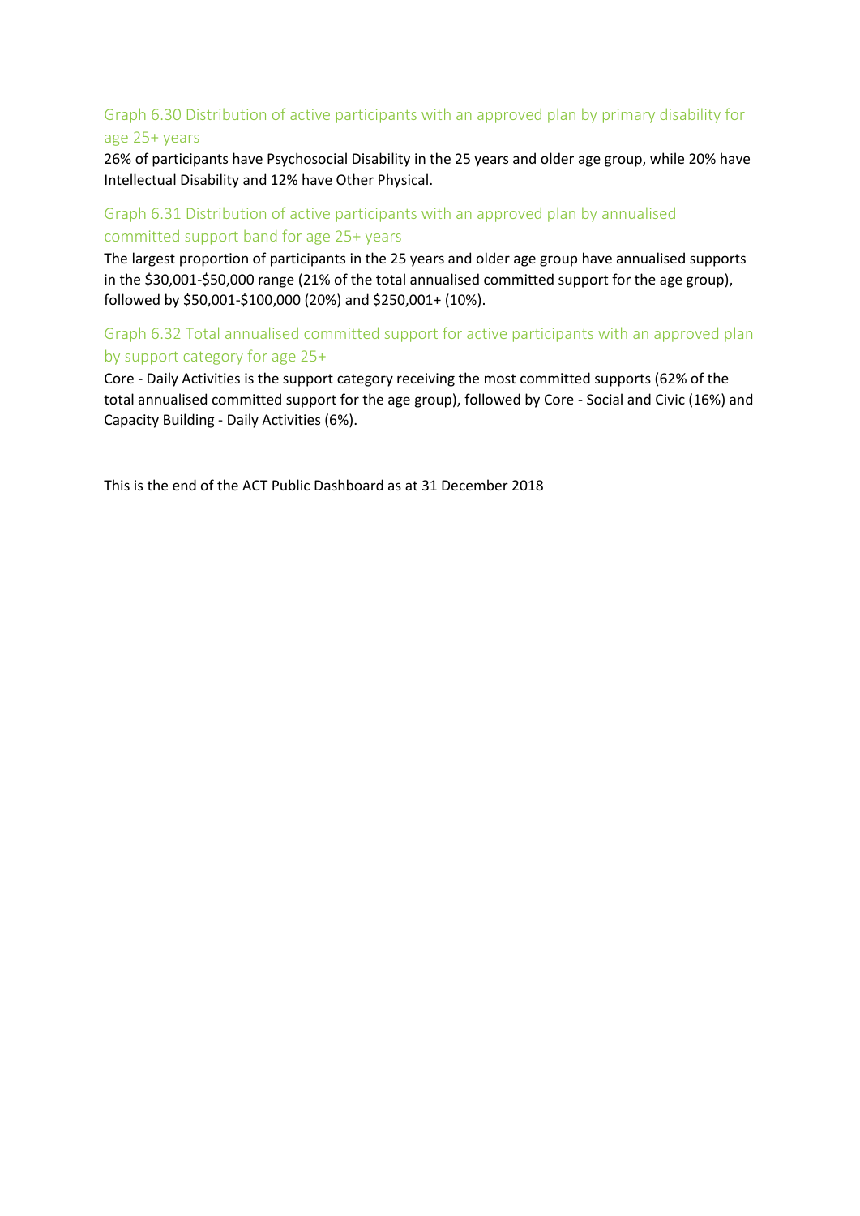### Graph 6.30 Distribution of active participants with an approved plan by primary disability for age 25+ years

26% of participants have Psychosocial Disability in the 25 years and older age group, while 20% have Intellectual Disability and 12% have Other Physical.

### Graph 6.31 Distribution of active participants with an approved plan by annualised committed support band for age 25+ years

The largest proportion of participants in the 25 years and older age group have annualised supports in the $30,001-$50,000 range (21% of the total annualised committed support for the age group), followed by $50,001-$100,000 (20%) and $250,001+ (10%).

### Graph 6.32 Total annualised committed support for active participants with an approved plan by support category for age 25+

Core - Daily Activities is the support category receiving the most committed supports (62% of the total annualised committed support for the age group), followed by Core - Social and Civic (16%) and Capacity Building - Daily Activities (6%).

This is the end of the ACT Public Dashboard as at 31 December 2018